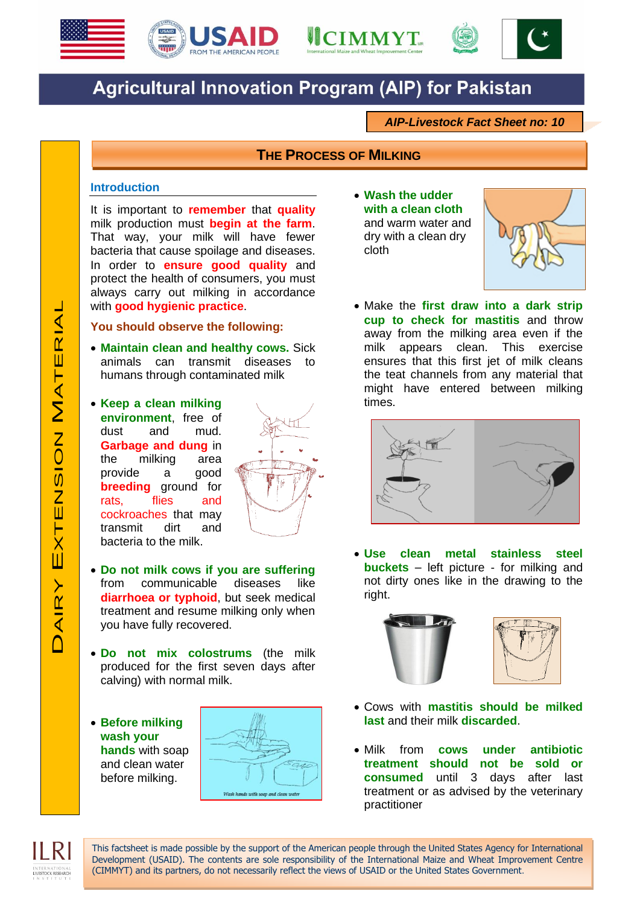# Agricultural Innovation Program (AIP) for Pakistan

***AIP-Livestock Fact Sheet no: 10***

DAIRY EXTENSION MATERIAL

## THE PROCESS OF MILKING

### Introduction

It is important to **remember** that **quality** milk production must **begin at the farm**. That way, your milk will have fewer bacteria that cause spoilage and diseases. In order to **ensure good quality** and protect the health of consumers, you must always carry out milking in accordance with **good hygienic practice**.

**You should observe the following:**

- **Maintain clean and healthy cows.** Sick animals can transmit diseases to humans through contaminated milk
- **Keep a clean milking environment**, free of dust and mud. **Garbage and dung** in the milking area provide a good **breeding** ground for rats, flies and cockroaches that may transmit dirt and bacteria to the milk.
- **Do not milk cows if you are suffering** from communicable diseases like **diarrhoea or typhoid**, but seek medical treatment and resume milking only when you have fully recovered.
- **Do not mix colostrums** (the milk produced for the first seven days after calving) with normal milk.
- **Before milking wash your hands** with soap and clean water before milking.

Wash hands with soap and clean water

- **Wash the udder with a clean cloth** and warm water and dry with a clean dry cloth
- Make the **first draw into a dark strip cup to check for mastitis** and throw away from the milking area even if the milk appears clean. This exercise ensures that this first jet of milk cleans the teat channels from any material that might have entered between milking times.
- **Use clean metal stainless steel buckets** – left picture - for milking and not dirty ones like in the drawing to the right.
- Cows with **mastitis should be milked last** and their milk **discarded**.
- Milk from **cows under antibiotic treatment should not be sold or consumed** until 3 days after last treatment or as advised by the veterinary practitioner

This factsheet is made possible by the support of the American people through the United States Agency for International Development (USAID). The contents are sole responsibility of the International Maize and Wheat Improvement Centre (CIMMYT) and its partners, do not necessarily reflect the views of USAID or the United States Government.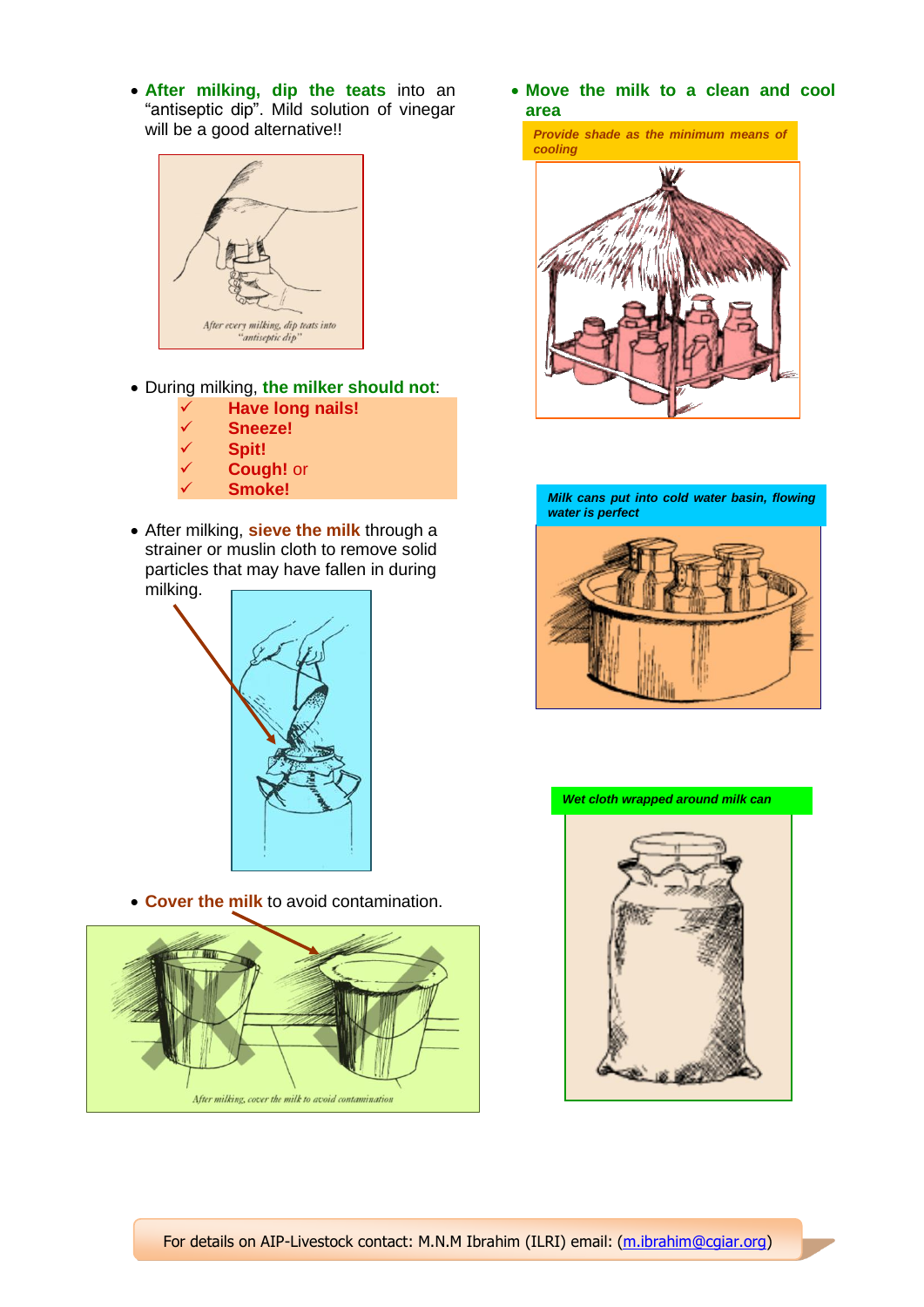- **After milking, dip the teats** into an "antiseptic dip". Mild solution of vinegar will be a good alternative!!

After every milking, dip teats into "antiseptic dip"

- During milking, **the milker should not**:
  - ✓ **Have long nails!**
  - ✓ **Sneeze!**
  - ✓ **Spit!**
  - ✓ **Cough!** or
  - ✓ **Smoke!**

- After milking, **sieve the milk** through a strainer or muslin cloth to remove solid particles that may have fallen in during milking.

- **Cover the milk** to avoid contamination.

After milking, cover the milk to avoid contamination

- **Move the milk to a clean and cool area**

*Provide shade as the minimum means of cooling*

*Milk cans put into cold water basin, flowing water is perfect*

*Wet cloth wrapped around milk can*

For details on AIP-Livestock contact: M.N.M Ibrahim (ILRI) email: (m.ibrahim@cgiar.org)